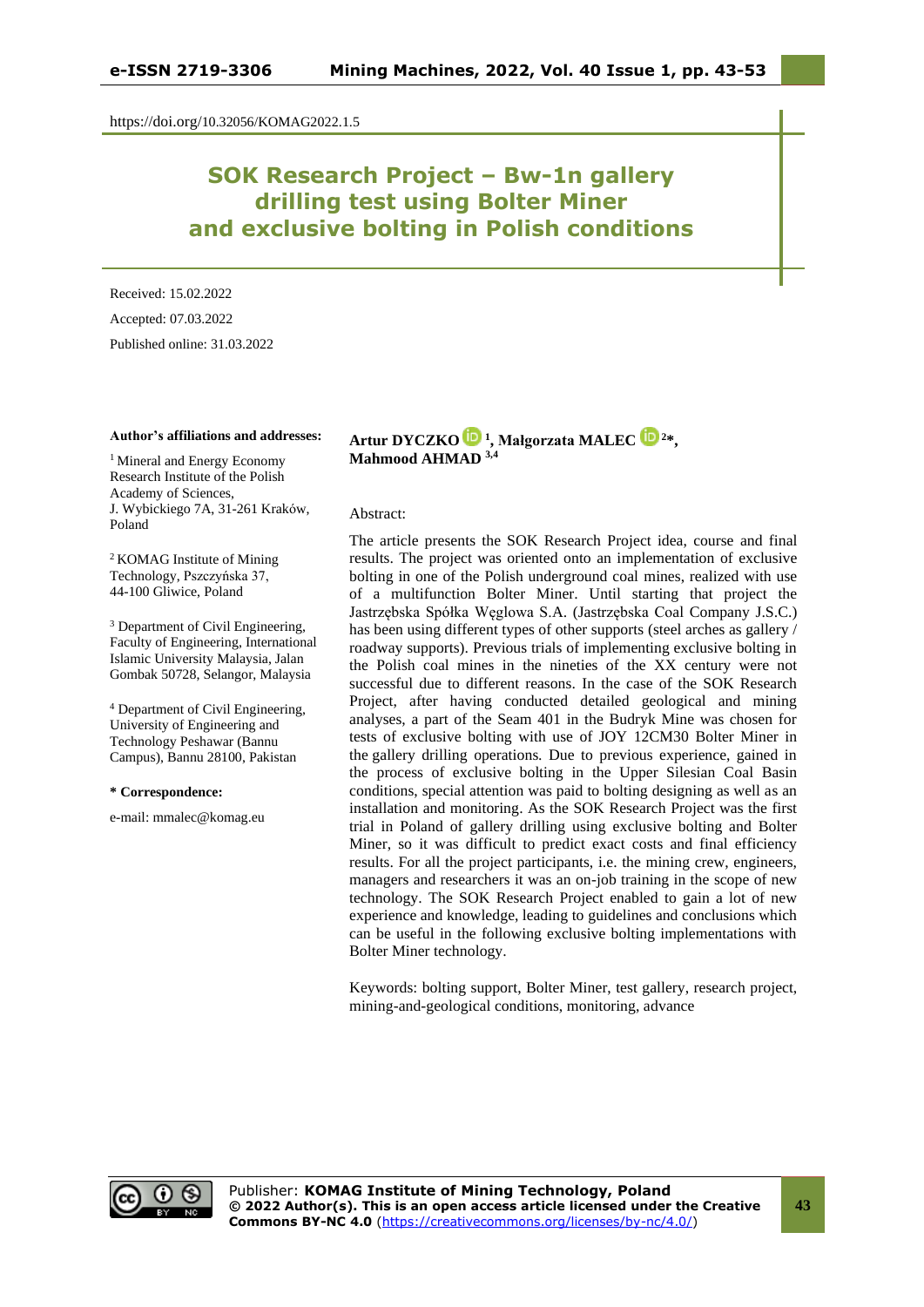https://doi.org/10.32056/KOMAG2022.1.5

# SOK Research Project – Bw-1n gallery drilling test using Bolter Miner and exclusive bolting in Polish conditions

Received: 15.02.2022

Accepted: 07.03.2022

Published online: 31.03.2022

**Author's affiliations and addresses:**

[1] Mineral and Energy Economy Research Institute of the Polish Academy of Sciences, J. Wybickiego 7A, 31-261 Kraków, Poland

[2] KOMAG Institute of Mining Technology, Pszczyńska 37, 44-100 Gliwice, Poland

[3] Department of Civil Engineering, Faculty of Engineering, International Islamic University Malaysia, Jalan Gombak 50728, Selangor, Malaysia

[4] Department of Civil Engineering, University of Engineering and Technology Peshawar (Bannu Campus), Bannu 28100, Pakistan

**\* Correspondence:**

e-mail: mmalec@komag.eu

**Artur DYCZKO [1], Małgorzata MALEC [2]\*, Mahmood AHMAD [3,4]**

Abstract:

The article presents the SOK Research Project idea, course and final results. The project was oriented onto an implementation of exclusive bolting in one of the Polish underground coal mines, realized with use of a multifunction Bolter Miner. Until starting that project the Jastrzębska Spółka Węglowa S.A. (Jastrzębska Coal Company J.S.C.) has been using different types of other supports (steel arches as gallery / roadway supports). Previous trials of implementing exclusive bolting in the Polish coal mines in the nineties of the XX century were not successful due to different reasons. In the case of the SOK Research Project, after having conducted detailed geological and mining analyses, a part of the Seam 401 in the Budryk Mine was chosen for tests of exclusive bolting with use of JOY 12CM30 Bolter Miner in the gallery drilling operations. Due to previous experience, gained in the process of exclusive bolting in the Upper Silesian Coal Basin conditions, special attention was paid to bolting designing as well as an installation and monitoring. As the SOK Research Project was the first trial in Poland of gallery drilling using exclusive bolting and Bolter Miner, so it was difficult to predict exact costs and final efficiency results. For all the project participants, i.e. the mining crew, engineers, managers and researchers it was an on-job training in the scope of new technology. The SOK Research Project enabled to gain a lot of new experience and knowledge, leading to guidelines and conclusions which can be useful in the following exclusive bolting implementations with Bolter Miner technology.

Keywords: bolting support, Bolter Miner, test gallery, research project, mining-and-geological conditions, monitoring, advance

Publisher: **KOMAG Institute of Mining Technology, Poland**
**© 2022 Author(s). This is an open access article licensed under the Creative Commons BY-NC 4.0** (https://creativecommons.org/licenses/by-nc/4.0/)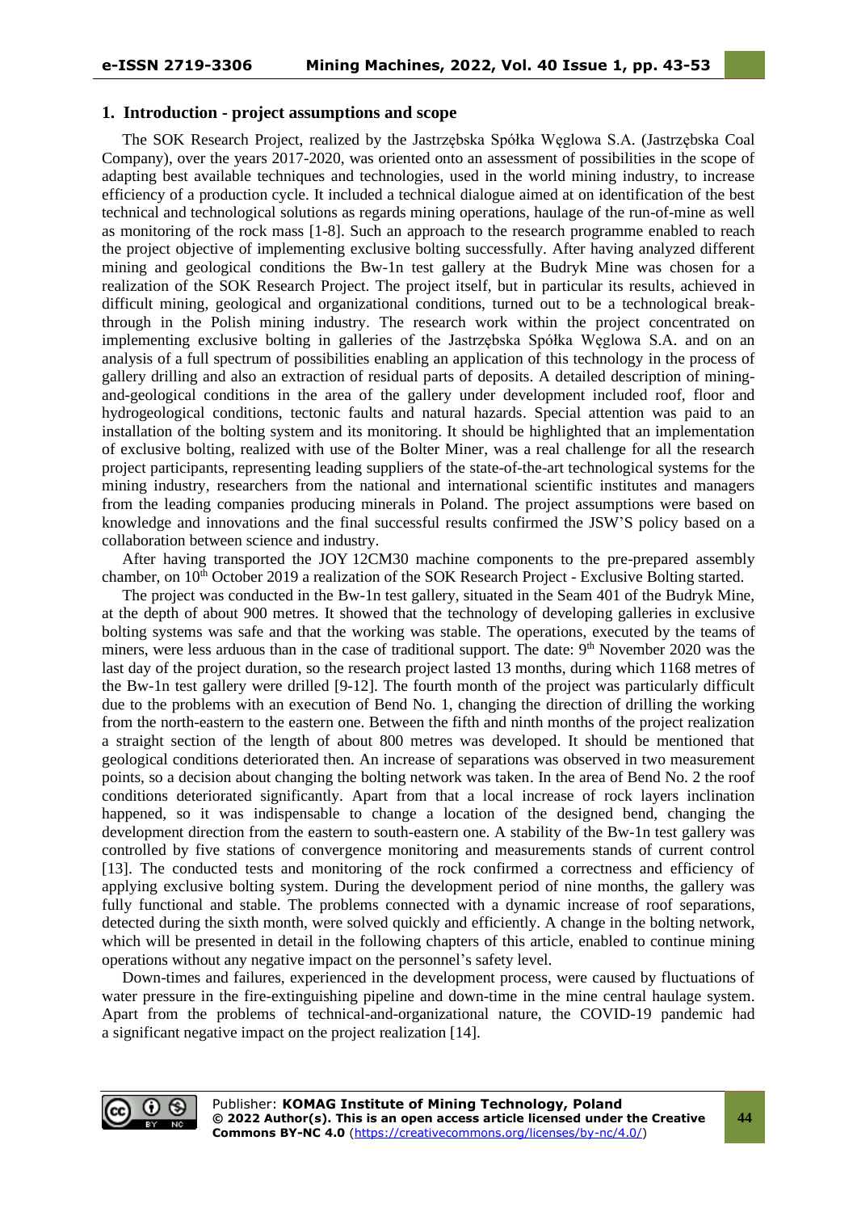## 1. Introduction - project assumptions and scope

The SOK Research Project, realized by the Jastrzębska Spółka Węglowa S.A. (Jastrzębska Coal Company), over the years 2017-2020, was oriented onto an assessment of possibilities in the scope of adapting best available techniques and technologies, used in the world mining industry, to increase efficiency of a production cycle. It included a technical dialogue aimed at on identification of the best technical and technological solutions as regards mining operations, haulage of the run-of-mine as well as monitoring of the rock mass [1-8]. Such an approach to the research programme enabled to reach the project objective of implementing exclusive bolting successfully. After having analyzed different mining and geological conditions the Bw-1n test gallery at the Budryk Mine was chosen for a realization of the SOK Research Project. The project itself, but in particular its results, achieved in difficult mining, geological and organizational conditions, turned out to be a technological break-through in the Polish mining industry. The research work within the project concentrated on implementing exclusive bolting in galleries of the Jastrzębska Spółka Węglowa S.A. and on an analysis of a full spectrum of possibilities enabling an application of this technology in the process of gallery drilling and also an extraction of residual parts of deposits. A detailed description of mining-and-geological conditions in the area of the gallery under development included roof, floor and hydrogeological conditions, tectonic faults and natural hazards. Special attention was paid to an installation of the bolting system and its monitoring. It should be highlighted that an implementation of exclusive bolting, realized with use of the Bolter Miner, was a real challenge for all the research project participants, representing leading suppliers of the state-of-the-art technological systems for the mining industry, researchers from the national and international scientific institutes and managers from the leading companies producing minerals in Poland. The project assumptions were based on knowledge and innovations and the final successful results confirmed the JSW'S policy based on a collaboration between science and industry.

After having transported the JOY 12CM30 machine components to the pre-prepared assembly chamber, on 10th October 2019 a realization of the SOK Research Project - Exclusive Bolting started.

The project was conducted in the Bw-1n test gallery, situated in the Seam 401 of the Budryk Mine, at the depth of about 900 metres. It showed that the technology of developing galleries in exclusive bolting systems was safe and that the working was stable. The operations, executed by the teams of miners, were less arduous than in the case of traditional support. The date: 9th November 2020 was the last day of the project duration, so the research project lasted 13 months, during which 1168 metres of the Bw-1n test gallery were drilled [9-12]. The fourth month of the project was particularly difficult due to the problems with an execution of Bend No. 1, changing the direction of drilling the working from the north-eastern to the eastern one. Between the fifth and ninth months of the project realization a straight section of the length of about 800 metres was developed. It should be mentioned that geological conditions deteriorated then. An increase of separations was observed in two measurement points, so a decision about changing the bolting network was taken. In the area of Bend No. 2 the roof conditions deteriorated significantly. Apart from that a local increase of rock layers inclination happened, so it was indispensable to change a location of the designed bend, changing the development direction from the eastern to south-eastern one. A stability of the Bw-1n test gallery was controlled by five stations of convergence monitoring and measurements stands of current control [13]. The conducted tests and monitoring of the rock confirmed a correctness and efficiency of applying exclusive bolting system. During the development period of nine months, the gallery was fully functional and stable. The problems connected with a dynamic increase of roof separations, detected during the sixth month, were solved quickly and efficiently. A change in the bolting network, which will be presented in detail in the following chapters of this article, enabled to continue mining operations without any negative impact on the personnel's safety level.

Down-times and failures, experienced in the development process, were caused by fluctuations of water pressure in the fire-extinguishing pipeline and down-time in the mine central haulage system. Apart from the problems of technical-and-organizational nature, the COVID-19 pandemic had a significant negative impact on the project realization [14].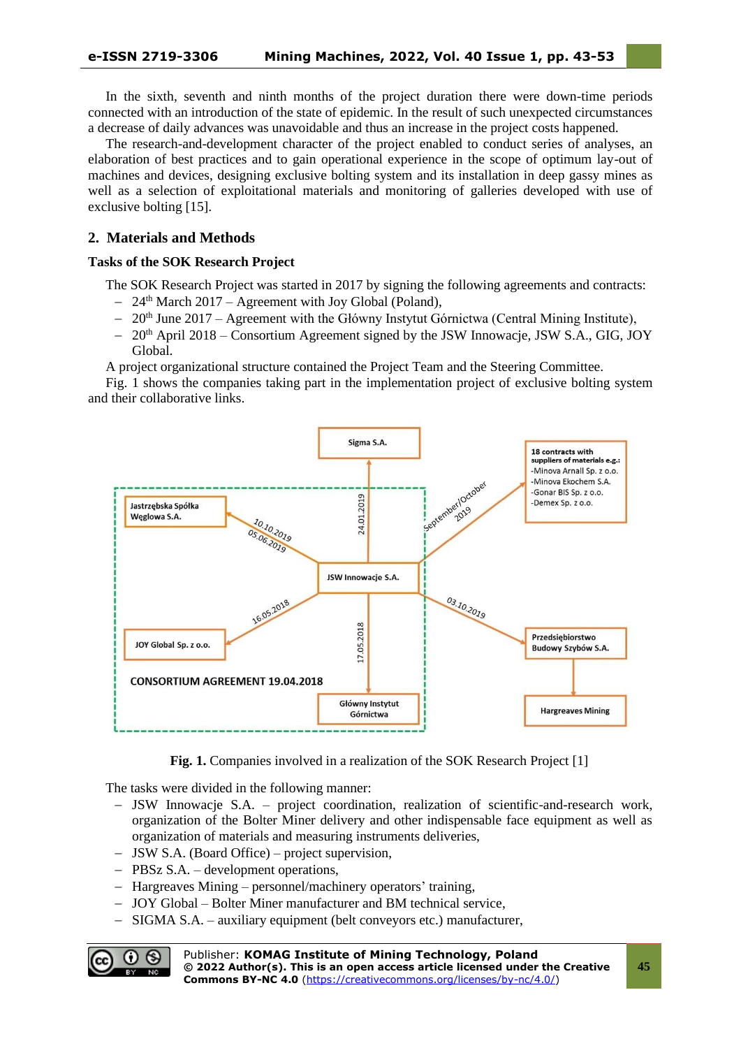In the sixth, seventh and ninth months of the project duration there were down-time periods connected with an introduction of the state of epidemic. In the result of such unexpected circumstances a decrease of daily advances was unavoidable and thus an increase in the project costs happened.

The research-and-development character of the project enabled to conduct series of analyses, an elaboration of best practices and to gain operational experience in the scope of optimum lay-out of machines and devices, designing exclusive bolting system and its installation in deep gassy mines as well as a selection of exploitational materials and monitoring of galleries developed with use of exclusive bolting [15].

## 2. Materials and Methods

### Tasks of the SOK Research Project

The SOK Research Project was started in 2017 by signing the following agreements and contracts:

- 24th March 2017 – Agreement with Joy Global (Poland),
- 20th June 2017 – Agreement with the Główny Instytut Górnictwa (Central Mining Institute),
- 20th April 2018 – Consortium Agreement signed by the JSW Innowacje, JSW S.A., GIG, JOY Global.

A project organizational structure contained the Project Team and the Steering Committee.

Fig. 1 shows the companies taking part in the implementation project of exclusive bolting system and their collaborative links.

**Fig. 1.** Companies involved in a realization of the SOK Research Project [1]

The tasks were divided in the following manner:

- JSW Innowacje S.A. – project coordination, realization of scientific-and-research work, organization of the Bolter Miner delivery and other indispensable face equipment as well as organization of materials and measuring instruments deliveries,
- JSW S.A. (Board Office) – project supervision,
- PBSz S.A. – development operations,
- Hargreaves Mining – personnel/machinery operators' training,
- JOY Global – Bolter Miner manufacturer and BM technical service,
- SIGMA S.A. – auxiliary equipment (belt conveyors etc.) manufacturer,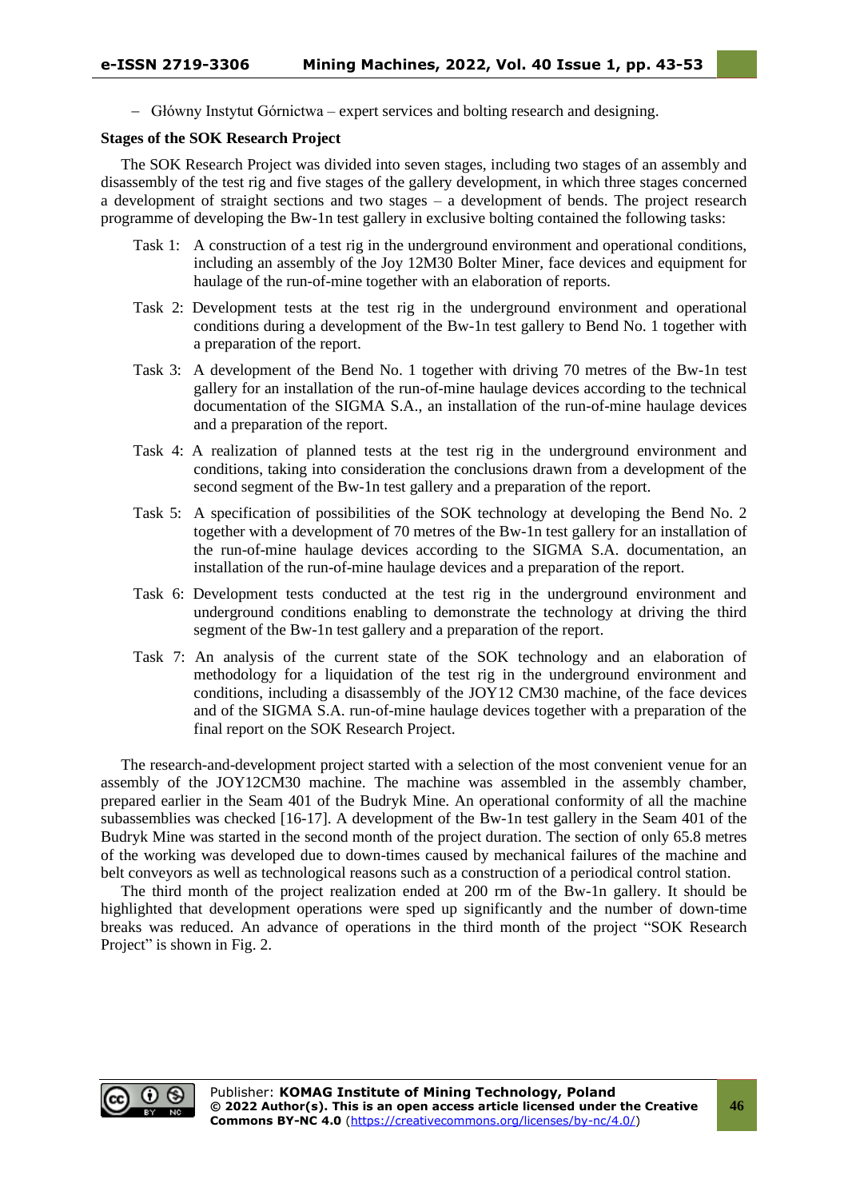– Główny Instytut Górnictwa – expert services and bolting research and designing.

**Stages of the SOK Research Project**

The SOK Research Project was divided into seven stages, including two stages of an assembly and disassembly of the test rig and five stages of the gallery development, in which three stages concerned a development of straight sections and two stages – a development of bends. The project research programme of developing the Bw-1n test gallery in exclusive bolting contained the following tasks:

Task 1: A construction of a test rig in the underground environment and operational conditions, including an assembly of the Joy 12M30 Bolter Miner, face devices and equipment for haulage of the run-of-mine together with an elaboration of reports.

Task 2: Development tests at the test rig in the underground environment and operational conditions during a development of the Bw-1n test gallery to Bend No. 1 together with a preparation of the report.

Task 3: A development of the Bend No. 1 together with driving 70 metres of the Bw-1n test gallery for an installation of the run-of-mine haulage devices according to the technical documentation of the SIGMA S.A., an installation of the run-of-mine haulage devices and a preparation of the report.

Task 4: A realization of planned tests at the test rig in the underground environment and conditions, taking into consideration the conclusions drawn from a development of the second segment of the Bw-1n test gallery and a preparation of the report.

Task 5: A specification of possibilities of the SOK technology at developing the Bend No. 2 together with a development of 70 metres of the Bw-1n test gallery for an installation of the run-of-mine haulage devices according to the SIGMA S.A. documentation, an installation of the run-of-mine haulage devices and a preparation of the report.

Task 6: Development tests conducted at the test rig in the underground environment and underground conditions enabling to demonstrate the technology at driving the third segment of the Bw-1n test gallery and a preparation of the report.

Task 7: An analysis of the current state of the SOK technology and an elaboration of methodology for a liquidation of the test rig in the underground environment and conditions, including a disassembly of the JOY12 CM30 machine, of the face devices and of the SIGMA S.A. run-of-mine haulage devices together with a preparation of the final report on the SOK Research Project.

The research-and-development project started with a selection of the most convenient venue for an assembly of the JOY12CM30 machine. The machine was assembled in the assembly chamber, prepared earlier in the Seam 401 of the Budryk Mine. An operational conformity of all the machine subassemblies was checked [16-17]. A development of the Bw-1n test gallery in the Seam 401 of the Budryk Mine was started in the second month of the project duration. The section of only 65.8 metres of the working was developed due to down-times caused by mechanical failures of the machine and belt conveyors as well as technological reasons such as a construction of a periodical control station.

The third month of the project realization ended at 200 rm of the Bw-1n gallery. It should be highlighted that development operations were sped up significantly and the number of down-time breaks was reduced. An advance of operations in the third month of the project "SOK Research Project" is shown in Fig. 2.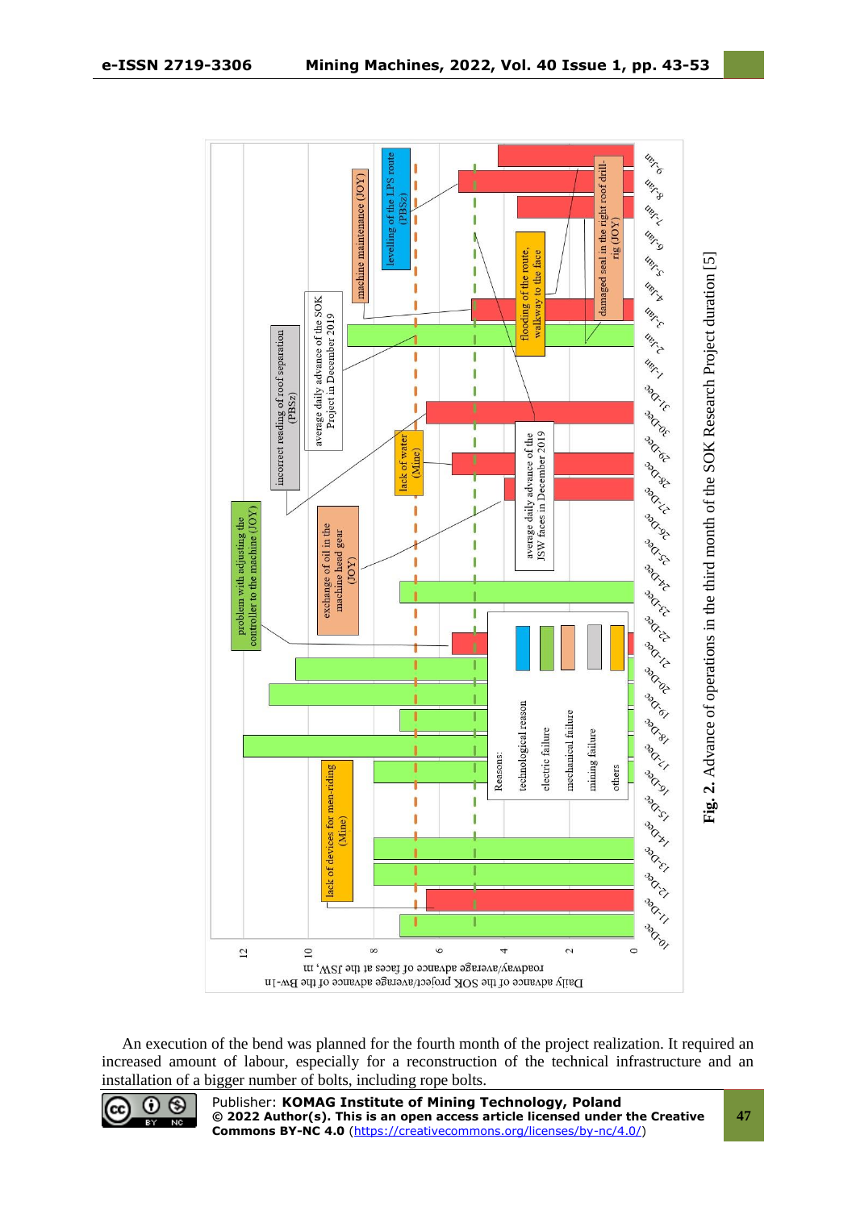Fig. 2. Advance of operations in the third month of the SOK Research Project duration [5]

An execution of the bend was planned for the fourth month of the project realization. It required an increased amount of labour, especially for a reconstruction of the technical infrastructure and an installation of a bigger number of bolts, including rope bolts.

Publisher: **KOMAG Institute of Mining Technology, Poland**
**© 2022 Author(s). This is an open access article licensed under the Creative Commons BY-NC 4.0** (https://creativecommons.org/licenses/by-nc/4.0/)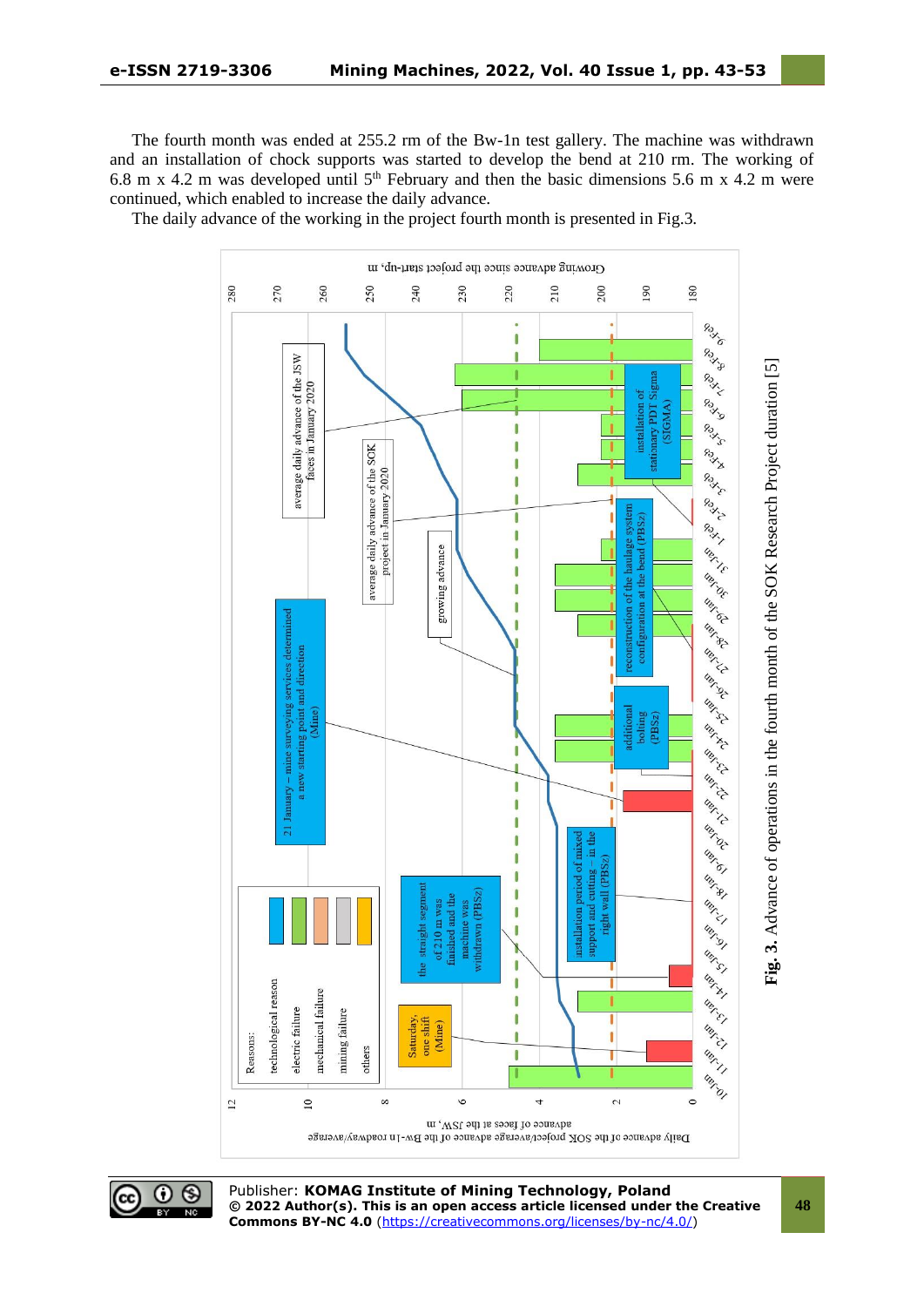The fourth month was ended at 255.2 rm of the Bw-1n test gallery. The machine was withdrawn and an installation of chock supports was started to develop the bend at 210 rm. The working of 6.8 m x 4.2 m was developed until 5[th] February and then the basic dimensions 5.6 m x 4.2 m were continued, which enabled to increase the daily advance.

The daily advance of the working in the project fourth month is presented in Fig.3.

**Fig. 3.** Advance of operations in the fourth month of the SOK Research Project duration [5]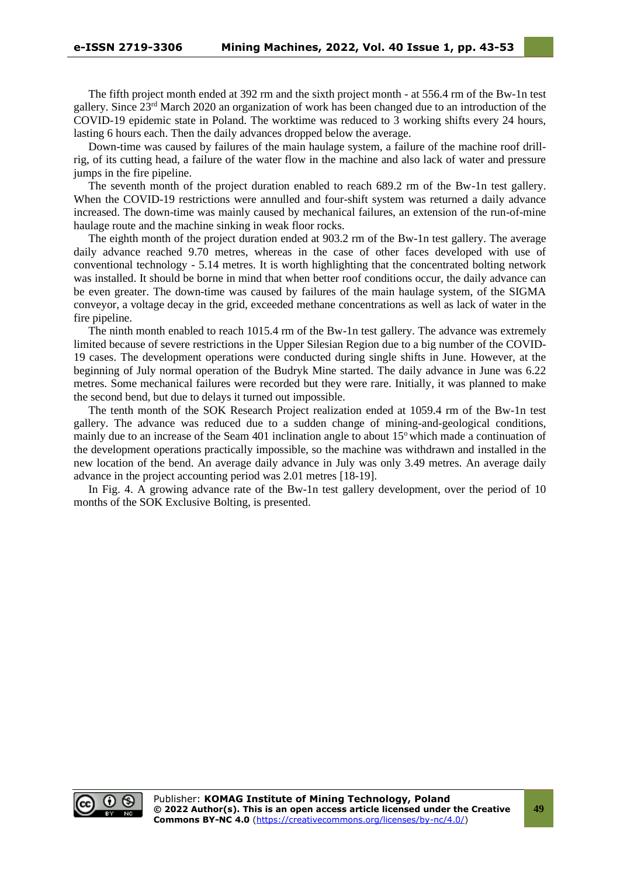The fifth project month ended at 392 rm and the sixth project month - at 556.4 rm of the Bw-1n test gallery. Since 23rd March 2020 an organization of work has been changed due to an introduction of the COVID-19 epidemic state in Poland. The worktime was reduced to 3 working shifts every 24 hours, lasting 6 hours each. Then the daily advances dropped below the average.

Down-time was caused by failures of the main haulage system, a failure of the machine roof drill-rig, of its cutting head, a failure of the water flow in the machine and also lack of water and pressure jumps in the fire pipeline.

The seventh month of the project duration enabled to reach 689.2 rm of the Bw-1n test gallery. When the COVID-19 restrictions were annulled and four-shift system was returned a daily advance increased. The down-time was mainly caused by mechanical failures, an extension of the run-of-mine haulage route and the machine sinking in weak floor rocks.

The eighth month of the project duration ended at 903.2 rm of the Bw-1n test gallery. The average daily advance reached 9.70 metres, whereas in the case of other faces developed with use of conventional technology - 5.14 metres. It is worth highlighting that the concentrated bolting network was installed. It should be borne in mind that when better roof conditions occur, the daily advance can be even greater. The down-time was caused by failures of the main haulage system, of the SIGMA conveyor, a voltage decay in the grid, exceeded methane concentrations as well as lack of water in the fire pipeline.

The ninth month enabled to reach 1015.4 rm of the Bw-1n test gallery. The advance was extremely limited because of severe restrictions in the Upper Silesian Region due to a big number of the COVID-19 cases. The development operations were conducted during single shifts in June. However, at the beginning of July normal operation of the Budryk Mine started. The daily advance in June was 6.22 metres. Some mechanical failures were recorded but they were rare. Initially, it was planned to make the second bend, but due to delays it turned out impossible.

The tenth month of the SOK Research Project realization ended at 1059.4 rm of the Bw-1n test gallery. The advance was reduced due to a sudden change of mining-and-geological conditions, mainly due to an increase of the Seam 401 inclination angle to about 15° which made a continuation of the development operations practically impossible, so the machine was withdrawn and installed in the new location of the bend. An average daily advance in July was only 3.49 metres. An average daily advance in the project accounting period was 2.01 metres [18-19].

In Fig. 4. A growing advance rate of the Bw-1n test gallery development, over the period of 10 months of the SOK Exclusive Bolting, is presented.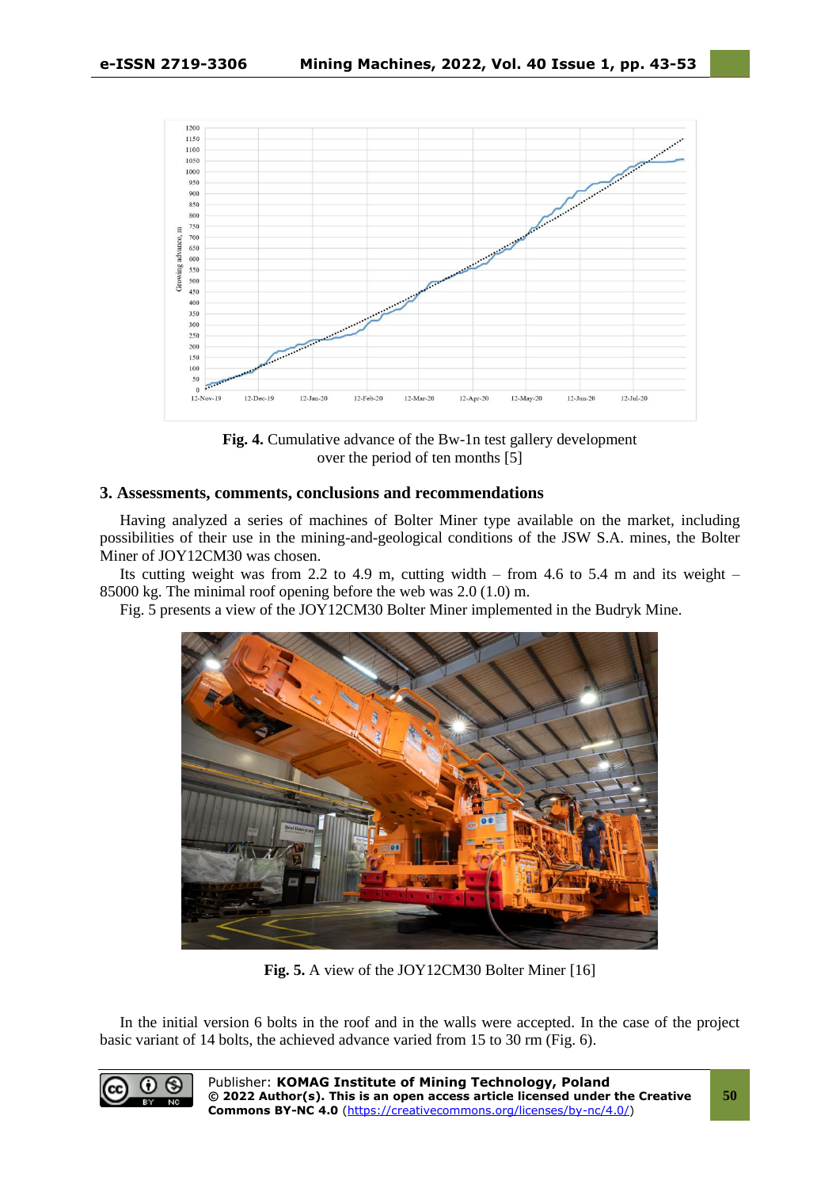**Fig. 4.** Cumulative advance of the Bw-1n test gallery development over the period of ten months [5]

## 3. Assessments, comments, conclusions and recommendations

Having analyzed a series of machines of Bolter Miner type available on the market, including possibilities of their use in the mining-and-geological conditions of the JSW S.A. mines, the Bolter Miner of JOY12CM30 was chosen.

Its cutting weight was from 2.2 to 4.9 m, cutting width – from 4.6 to 5.4 m and its weight – 85000 kg. The minimal roof opening before the web was 2.0 (1.0) m.

Fig. 5 presents a view of the JOY12CM30 Bolter Miner implemented in the Budryk Mine.

**Fig. 5.** A view of the JOY12CM30 Bolter Miner [16]

In the initial version 6 bolts in the roof and in the walls were accepted. In the case of the project basic variant of 14 bolts, the achieved advance varied from 15 to 30 rm (Fig. 6).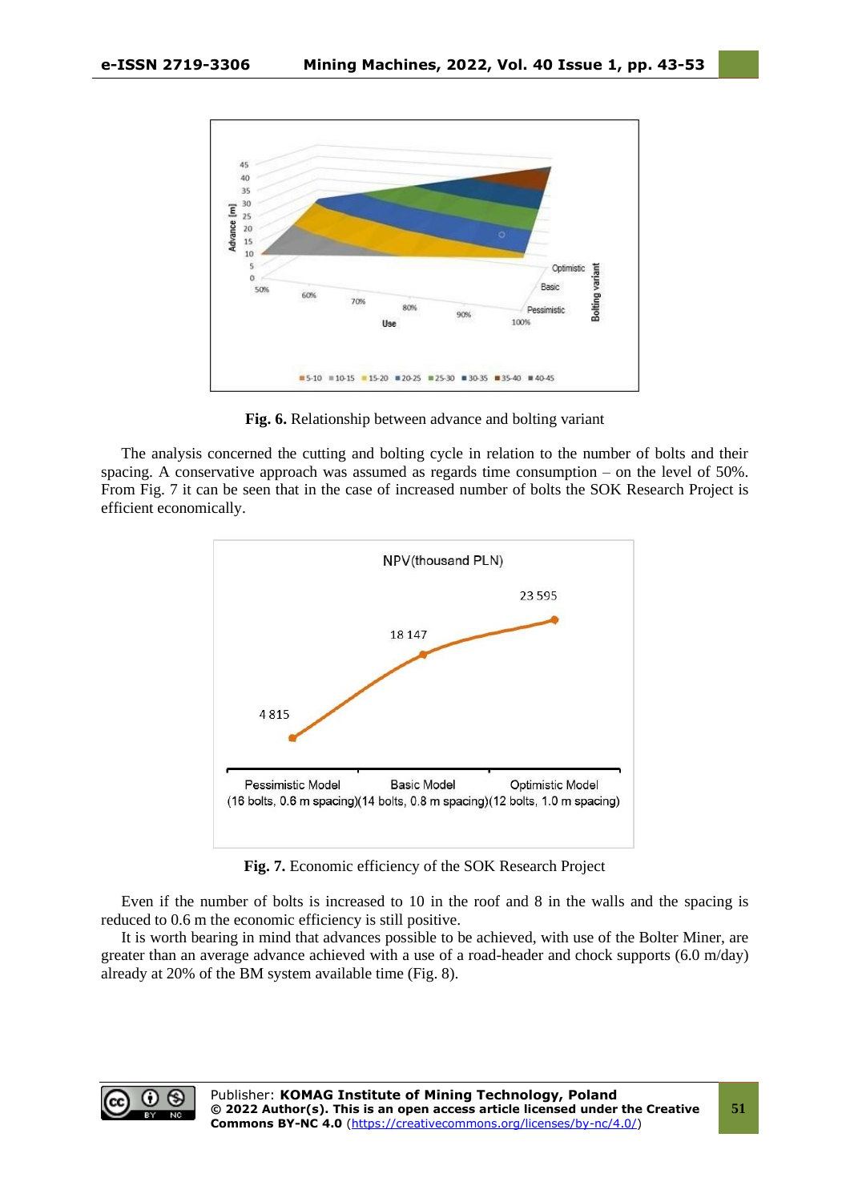**Fig. 6.** Relationship between advance and bolting variant

The analysis concerned the cutting and bolting cycle in relation to the number of bolts and their spacing. A conservative approach was assumed as regards time consumption – on the level of 50%. From Fig. 7 it can be seen that in the case of increased number of bolts the SOK Research Project is efficient economically.

**Fig. 7.** Economic efficiency of the SOK Research Project

Even if the number of bolts is increased to 10 in the roof and 8 in the walls and the spacing is reduced to 0.6 m the economic efficiency is still positive.

It is worth bearing in mind that advances possible to be achieved, with use of the Bolter Miner, are greater than an average advance achieved with a use of a road-header and chock supports (6.0 m/day) already at 20% of the BM system available time (Fig. 8).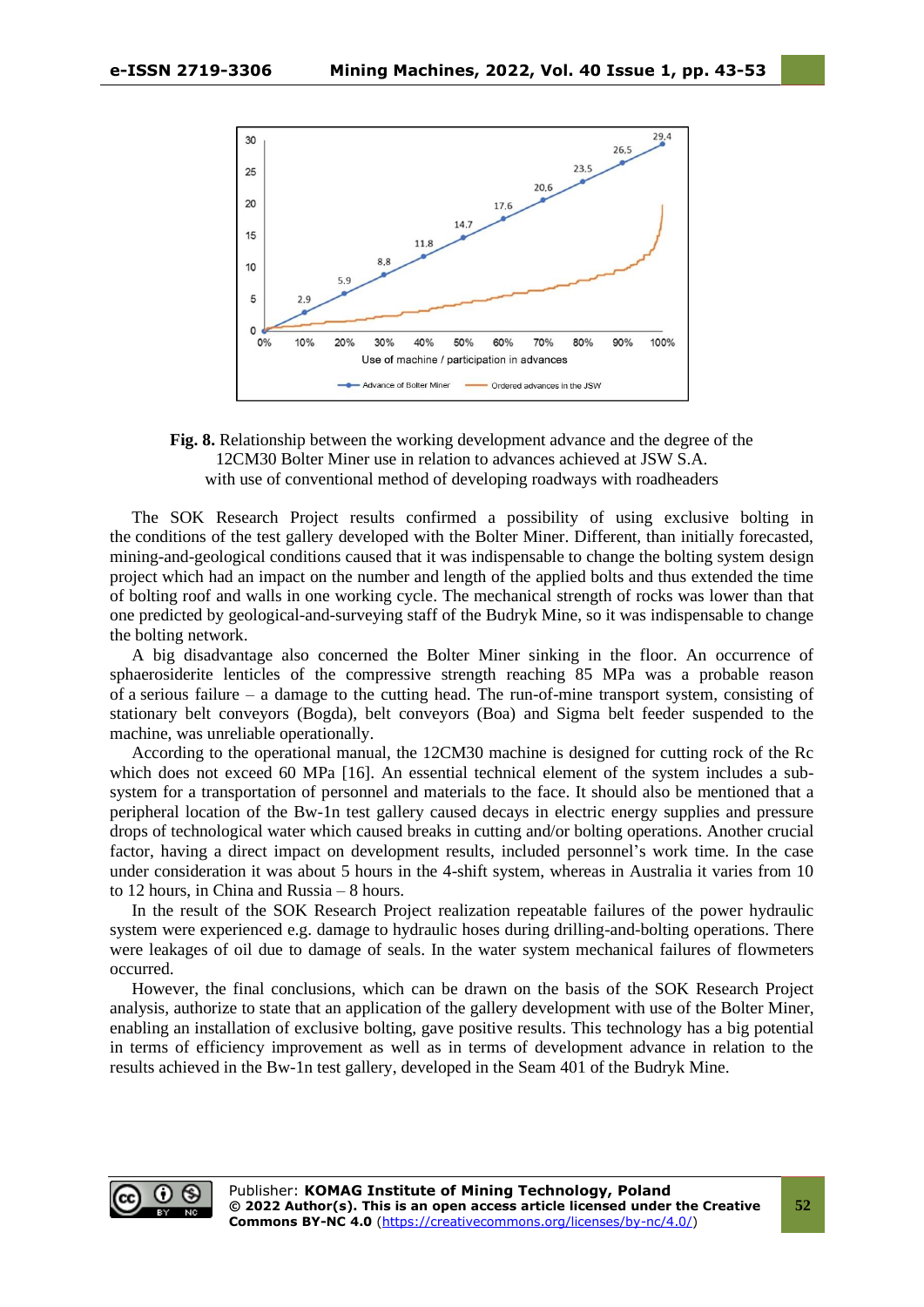**Fig. 8.** Relationship between the working development advance and the degree of the 12CM30 Bolter Miner use in relation to advances achieved at JSW S.A. with use of conventional method of developing roadways with roadheaders

The SOK Research Project results confirmed a possibility of using exclusive bolting in the conditions of the test gallery developed with the Bolter Miner. Different, than initially forecasted, mining-and-geological conditions caused that it was indispensable to change the bolting system design project which had an impact on the number and length of the applied bolts and thus extended the time of bolting roof and walls in one working cycle. The mechanical strength of rocks was lower than that one predicted by geological-and-surveying staff of the Budryk Mine, so it was indispensable to change the bolting network.

A big disadvantage also concerned the Bolter Miner sinking in the floor. An occurrence of sphaerosiderite lenticles of the compressive strength reaching 85 MPa was a probable reason of a serious failure – a damage to the cutting head. The run-of-mine transport system, consisting of stationary belt conveyors (Bogda), belt conveyors (Boa) and Sigma belt feeder suspended to the machine, was unreliable operationally.

According to the operational manual, the 12CM30 machine is designed for cutting rock of the Rc which does not exceed 60 MPa [16]. An essential technical element of the system includes a sub-system for a transportation of personnel and materials to the face. It should also be mentioned that a peripheral location of the Bw-1n test gallery caused decays in electric energy supplies and pressure drops of technological water which caused breaks in cutting and/or bolting operations. Another crucial factor, having a direct impact on development results, included personnel's work time. In the case under consideration it was about 5 hours in the 4-shift system, whereas in Australia it varies from 10 to 12 hours, in China and Russia – 8 hours.

In the result of the SOK Research Project realization repeatable failures of the power hydraulic system were experienced e.g. damage to hydraulic hoses during drilling-and-bolting operations. There were leakages of oil due to damage of seals. In the water system mechanical failures of flowmeters occurred.

However, the final conclusions, which can be drawn on the basis of the SOK Research Project analysis, authorize to state that an application of the gallery development with use of the Bolter Miner, enabling an installation of exclusive bolting, gave positive results. This technology has a big potential in terms of efficiency improvement as well as in terms of development advance in relation to the results achieved in the Bw-1n test gallery, developed in the Seam 401 of the Budryk Mine.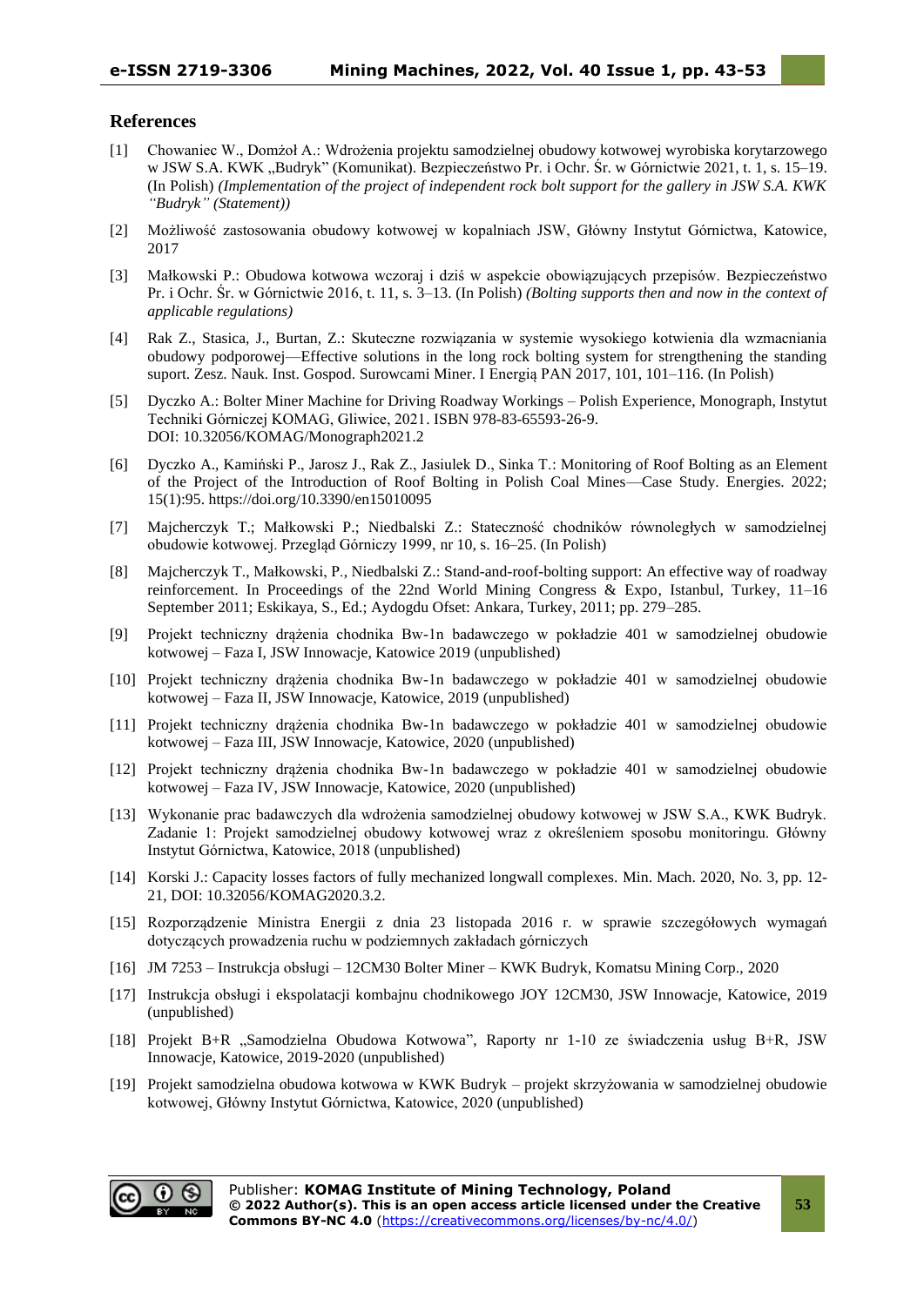## References

[1] Chowaniec W., Domżoł A.: Wdrożenia projektu samodzielnej obudowy kotwowej wyrobiska korytarzowego w JSW S.A. KWK „Budryk" (Komunikat). Bezpieczeństwo Pr. i Ochr. Śr. w Górnictwie 2021, t. 1, s. 15–19. (In Polish) *(Implementation of the project of independent rock bolt support for the gallery in JSW S.A. KWK "Budryk" (Statement))*

[2] Możliwość zastosowania obudowy kotwowej w kopalniach JSW, Główny Instytut Górnictwa, Katowice, 2017

[3] Małkowski P.: Obudowa kotwowa wczoraj i dziś w aspekcie obowiązujących przepisów. Bezpieczeństwo Pr. i Ochr. Śr. w Górnictwie 2016, t. 11, s. 3–13. (In Polish) *(Bolting supports then and now in the context of applicable regulations)*

[4] Rak Z., Stasica, J., Burtan, Z.: Skuteczne rozwiązania w systemie wysokiego kotwienia dla wzmacniania obudowy podporowej—Effective solutions in the long rock bolting system for strengthening the standing suport. Zesz. Nauk. Inst. Gospod. Surowcami Miner. I Energią PAN 2017, 101, 101–116. (In Polish)

[5] Dyczko A.: Bolter Miner Machine for Driving Roadway Workings – Polish Experience, Monograph, Instytut Techniki Górniczej KOMAG, Gliwice, 2021. ISBN 978-83-65593-26-9. DOI: 10.32056/KOMAG/Monograph2021.2

[6] Dyczko A., Kamiński P., Jarosz J., Rak Z., Jasiulek D., Sinka T.: Monitoring of Roof Bolting as an Element of the Project of the Introduction of Roof Bolting in Polish Coal Mines—Case Study. Energies. 2022; 15(1):95. https://doi.org/10.3390/en15010095

[7] Majcherczyk T.; Małkowski P.; Niedbalski Z.: Stateczność chodników równoległych w samodzielnej obudowie kotwowej. Przegląd Górniczy 1999, nr 10, s. 16–25. (In Polish)

[8] Majcherczyk T., Małkowski, P., Niedbalski Z.: Stand-and-roof-bolting support: An effective way of roadway reinforcement. In Proceedings of the 22nd World Mining Congress & Expo, Istanbul, Turkey, 11–16 September 2011; Eskikaya, S., Ed.; Aydogdu Ofset: Ankara, Turkey, 2011; pp. 279–285.

[9] Projekt techniczny drążenia chodnika Bw-1n badawczego w pokładzie 401 w samodzielnej obudowie kotwowej – Faza I, JSW Innowacje, Katowice 2019 (unpublished)

[10] Projekt techniczny drążenia chodnika Bw-1n badawczego w pokładzie 401 w samodzielnej obudowie kotwowej – Faza II, JSW Innowacje, Katowice, 2019 (unpublished)

[11] Projekt techniczny drążenia chodnika Bw-1n badawczego w pokładzie 401 w samodzielnej obudowie kotwowej – Faza III, JSW Innowacje, Katowice, 2020 (unpublished)

[12] Projekt techniczny drążenia chodnika Bw-1n badawczego w pokładzie 401 w samodzielnej obudowie kotwowej – Faza IV, JSW Innowacje, Katowice, 2020 (unpublished)

[13] Wykonanie prac badawczych dla wdrożenia samodzielnej obudowy kotwowej w JSW S.A., KWK Budryk. Zadanie 1: Projekt samodzielnej obudowy kotwowej wraz z określeniem sposobu monitoringu. Główny Instytut Górnictwa, Katowice, 2018 (unpublished)

[14] Korski J.: Capacity losses factors of fully mechanized longwall complexes. Min. Mach. 2020, No. 3, pp. 12-21, DOI: 10.32056/KOMAG2020.3.2.

[15] Rozporządzenie Ministra Energii z dnia 23 listopada 2016 r. w sprawie szczegółowych wymagań dotyczących prowadzenia ruchu w podziemnych zakładach górniczych

[16] JM 7253 – Instrukcja obsługi – 12CM30 Bolter Miner – KWK Budryk, Komatsu Mining Corp., 2020

[17] Instrukcja obsługi i eksploatacji kombajnu chodnikowego JOY 12CM30, JSW Innowacje, Katowice, 2019 (unpublished)

[18] Projekt B+R „Samodzielna Obudowa Kotwowa", Raporty nr 1-10 ze świadczenia usług B+R, JSW Innowacje, Katowice, 2019-2020 (unpublished)

[19] Projekt samodzielna obudowa kotwowa w KWK Budryk – projekt skrzyżowania w samodzielnej obudowie kotwowej, Główny Instytut Górnictwa, Katowice, 2020 (unpublished)

Publisher: **KOMAG Institute of Mining Technology, Poland**
**© 2022 Author(s). This is an open access article licensed under the Creative Commons BY-NC 4.0** (https://creativecommons.org/licenses/by-nc/4.0/)